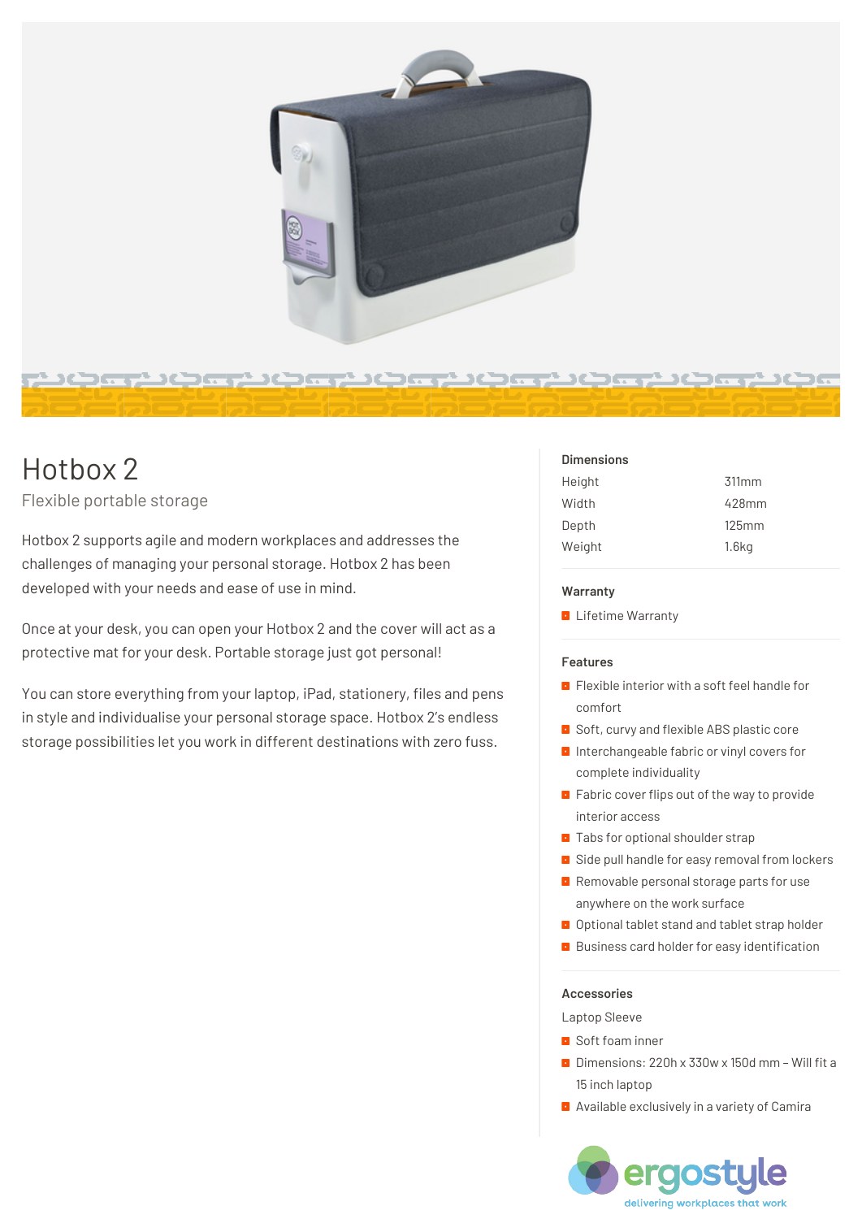# Hotbox 2

Flexible portable storage

Hotbox 2 supports agile and modern workplaces and addresses the challenges of managing your personal storage. Hotbox 2 has been developed with your needs and ease of use in mind.

Once at your desk, you can open your Hotbox 2 and the cover will act as a protective mat for your desk. Portable storage just got personal!

You can store everything from your laptop, iPad, stationery, files and pens in style and individualise your personal storage space. Hotbox 2's endless storage possibilities let you work in different destinations with zero fuss.

### Dimensions

| | |
|---|---|
| Height | 311mm |
| Width | 428mm |
| Depth | 125mm |
| Weight | 1.6kg |

### Warranty

- Lifetime Warranty

### Features

- Flexible interior with a soft feel handle for comfort
- Soft, curvy and flexible ABS plastic core
- Interchangeable fabric or vinyl covers for complete individuality
- Fabric cover flips out of the way to provide interior access
- Tabs for optional shoulder strap
- Side pull handle for easy removal from lockers
- Removable personal storage parts for use anywhere on the work surface
- Optional tablet stand and tablet strap holder
- Business card holder for easy identification

### Accessories

Laptop Sleeve

- Soft foam inner
- Dimensions: 220h x 330w x 150d mm – Will fit a 15 inch laptop
- Available exclusively in a variety of Camira

ergostyle
delivering workplaces that work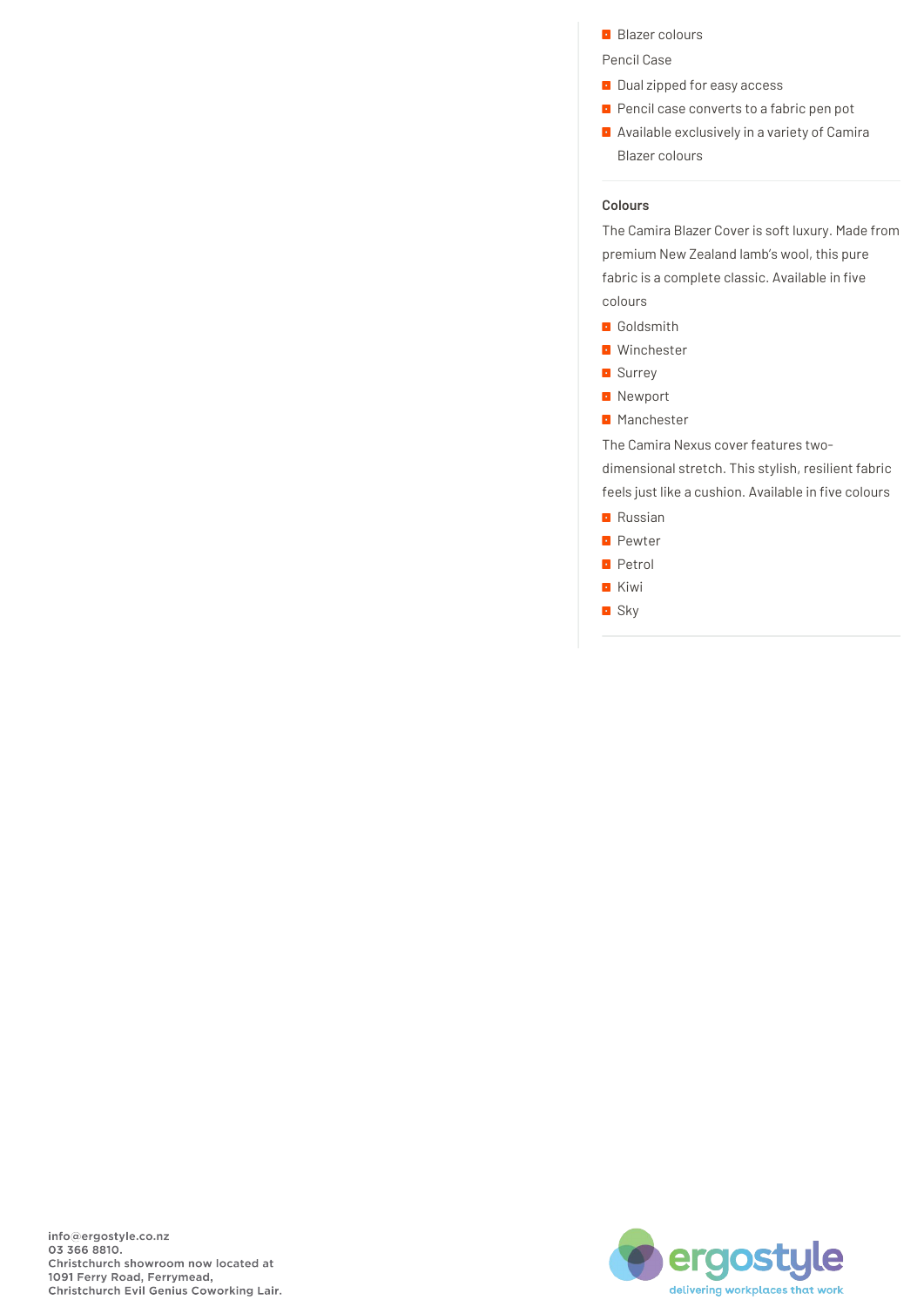- Blazer colours

Pencil Case

- Dual zipped for easy access
- Pencil case converts to a fabric pen pot
- Available exclusively in a variety of Camira Blazer colours

**Colours**

The Camira Blazer Cover is soft luxury. Made from premium New Zealand lamb's wool, this pure fabric is a complete classic. Available in five colours

- Goldsmith
- Winchester
- Surrey
- Newport
- Manchester

The Camira Nexus cover features two-dimensional stretch. This stylish, resilient fabric feels just like a cushion. Available in five colours

- Russian
- Pewter
- Petrol
- Kiwi
- Sky

info@ergostyle.co.nz
03 366 8810.
Christchurch showroom now located at
1091 Ferry Road, Ferrymead,
Christchurch Evil Genius Coworking Lair.

ergostyle
delivering workplaces that work